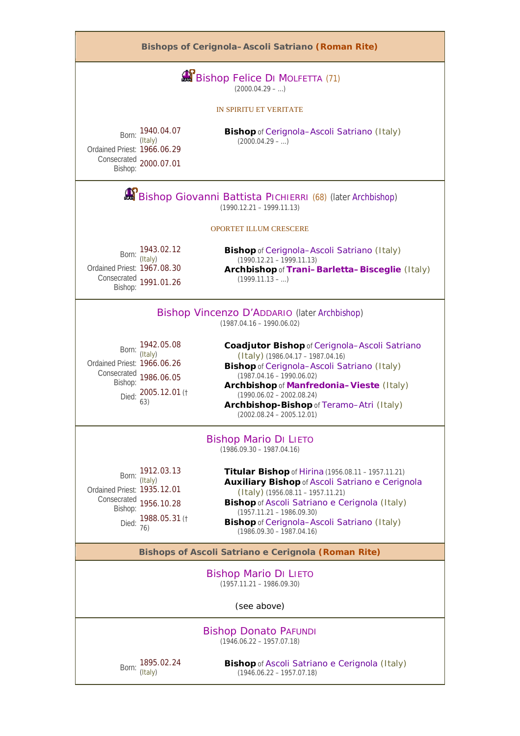## Bishops of Cerignola–Ascoli Satriano (Roman Rite)

### Bishop Felice Di Molfetta (71)

(2000.04.29 – ...)

IN SPIRITU ET VERITATE

Born: 1940.04.07 (Italy)
Ordained Priest: 1966.06.29
Consecrated Bishop: 2000.07.01

**Bishop** of Cerignola–Ascoli Satriano (Italy)
(2000.04.29 – ...)

### Bishop Giovanni Battista Pichierri (68) (later Archbishop)

(1990.12.21 – 1999.11.13)

OPORTET ILLUM CRESCERE

Born: 1943.02.12 (Italy)
Ordained Priest: 1967.08.30
Consecrated Bishop: 1991.01.26

**Bishop** of Cerignola–Ascoli Satriano (Italy)
(1990.12.21 – 1999.11.13)
**Archbishop** of **Trani–Barletta–Bisceglie** (Italy)
(1999.11.13 – ...)

### Bishop Vincenzo D'Addario (later Archbishop)

(1987.04.16 – 1990.06.02)

Born: 1942.05.08 (Italy)
Ordained Priest: 1966.06.26
Consecrated Bishop: 1986.06.05
Died: 2005.12.01 († 63)

**Coadjutor Bishop** of Cerignola–Ascoli Satriano (Italy) (1986.04.17 – 1987.04.16)
**Bishop** of Cerignola–Ascoli Satriano (Italy)
(1987.04.16 – 1990.06.02)
**Archbishop** of **Manfredonia–Vieste** (Italy)
(1990.06.02 – 2002.08.24)
**Archbishop-Bishop** of Teramo–Atri (Italy)
(2002.08.24 – 2005.12.01)

### Bishop Mario Di Lieto

(1986.09.30 – 1987.04.16)

Born: 1912.03.13 (Italy)
Ordained Priest: 1935.12.01
Consecrated Bishop: 1956.10.28
Died: 1988.05.31 († 76)

**Titular Bishop** of Hirina (1956.08.11 – 1957.11.21)
**Auxiliary Bishop** of Ascoli Satriano e Cerignola (Italy) (1956.08.11 – 1957.11.21)
**Bishop** of Ascoli Satriano e Cerignola (Italy)
(1957.11.21 – 1986.09.30)
**Bishop** of Cerignola–Ascoli Satriano (Italy)
(1986.09.30 – 1987.04.16)

## Bishops of Ascoli Satriano e Cerignola (Roman Rite)

### Bishop Mario Di Lieto

(1957.11.21 – 1986.09.30)

(see above)

### Bishop Donato Pafundi

(1946.06.22 – 1957.07.18)

Born: 1895.02.24 (Italy)

**Bishop** of Ascoli Satriano e Cerignola (Italy)
(1946.06.22 – 1957.07.18)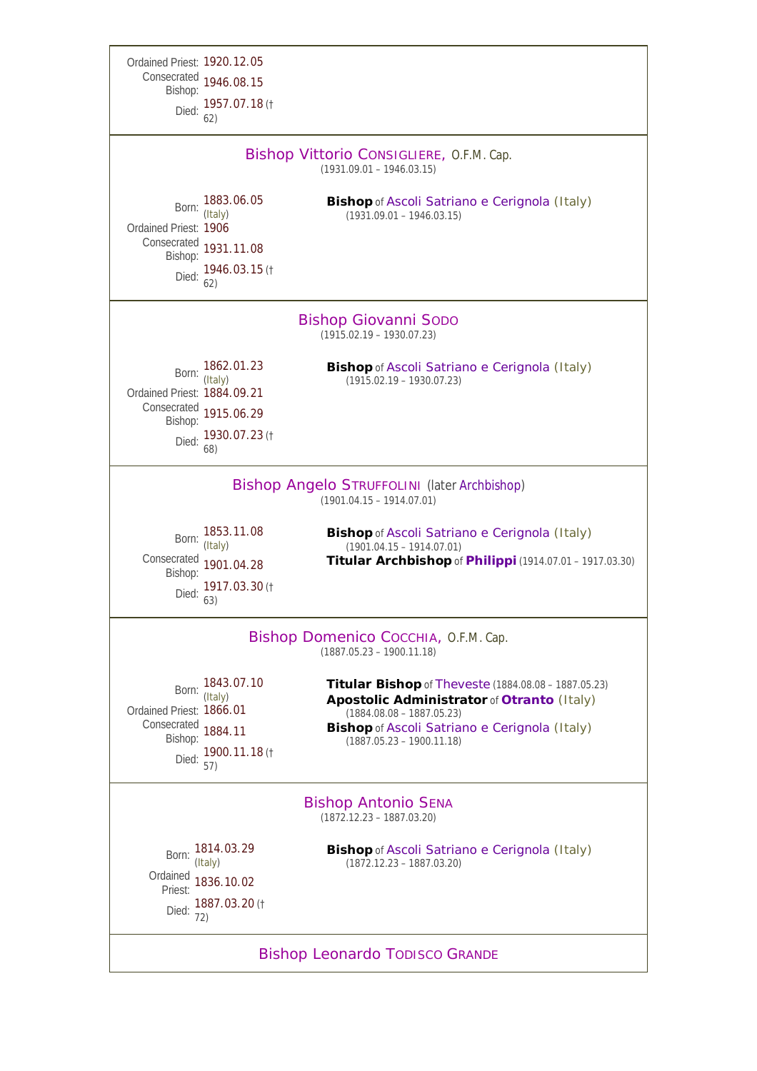Ordained Priest: 1920.12.05
Consecrated Bishop: 1946.08.15
Died: 1957.07.18 († 62)

## Bishop Vittorio Consigliere, O.F.M. Cap.

(1931.09.01 – 1946.03.15)

Born: 1883.06.05 (Italy)
Ordained Priest: 1906
Consecrated Bishop: 1931.11.08
Died: 1946.03.15 († 62)

**Bishop** of Ascoli Satriano e Cerignola (Italy)
(1931.09.01 – 1946.03.15)

## Bishop Giovanni Sodo

(1915.02.19 – 1930.07.23)

Born: 1862.01.23 (Italy)
Ordained Priest: 1884.09.21
Consecrated Bishop: 1915.06.29
Died: 1930.07.23 († 68)

**Bishop** of Ascoli Satriano e Cerignola (Italy)
(1915.02.19 – 1930.07.23)

## Bishop Angelo Struffolini (later Archbishop)

(1901.04.15 – 1914.07.01)

Born: 1853.11.08 (Italy)
Consecrated Bishop: 1901.04.28
Died: 1917.03.30 († 63)

**Bishop** of Ascoli Satriano e Cerignola (Italy)
(1901.04.15 – 1914.07.01)
**Titular Archbishop** of **Philippi** (1914.07.01 – 1917.03.30)

## Bishop Domenico Cocchia, O.F.M. Cap.

(1887.05.23 – 1900.11.18)

Born: 1843.07.10 (Italy)
Ordained Priest: 1866.01
Consecrated Bishop: 1884.11
Died: 1900.11.18 († 57)

**Titular Bishop** of Theveste (1884.08.08 – 1887.05.23)
**Apostolic Administrator** of **Otranto** (Italy)
(1884.08.08 – 1887.05.23)
**Bishop** of Ascoli Satriano e Cerignola (Italy)
(1887.05.23 – 1900.11.18)

## Bishop Antonio Sena

(1872.12.23 – 1887.03.20)

Born: 1814.03.29 (Italy)
Ordained Priest: 1836.10.02
Died: 1887.03.20 († 72)

**Bishop** of Ascoli Satriano e Cerignola (Italy)
(1872.12.23 – 1887.03.20)

## Bishop Leonardo Todisco Grande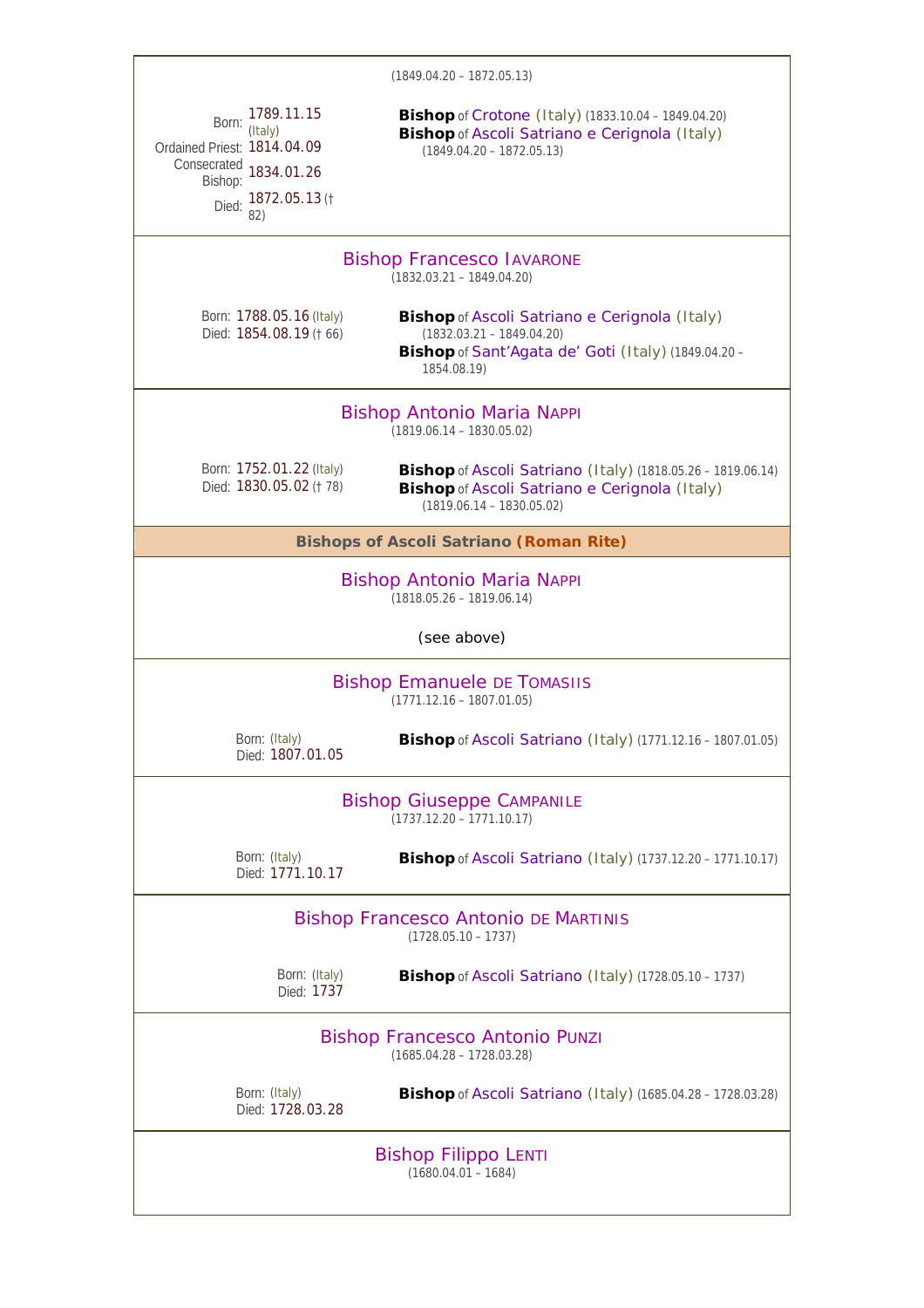(1849.04.20 – 1872.05.13)

Born: 1789.11.15 (Italy)
Ordained Priest: 1814.04.09
Consecrated Bishop: 1834.01.26
Died: 1872.05.13 († 82)

**Bishop** of Crotone (Italy) (1833.10.04 – 1849.04.20)
**Bishop** of Ascoli Satriano e Cerignola (Italy) (1849.04.20 – 1872.05.13)

---

### Bishop Francesco IAVARONE

(1832.03.21 – 1849.04.20)

Born: 1788.05.16 (Italy)
Died: 1854.08.19 († 66)

**Bishop** of Ascoli Satriano e Cerignola (Italy) (1832.03.21 – 1849.04.20)
**Bishop** of Sant'Agata de' Goti (Italy) (1849.04.20 – 1854.08.19)

---

### Bishop Antonio Maria NAPPI

(1819.06.14 – 1830.05.02)

Born: 1752.01.22 (Italy)
Died: 1830.05.02 († 78)

**Bishop** of Ascoli Satriano (Italy) (1818.05.26 – 1819.06.14)
**Bishop** of Ascoli Satriano e Cerignola (Italy) (1819.06.14 – 1830.05.02)

---

## Bishops of Ascoli Satriano (Roman Rite)

### Bishop Antonio Maria NAPPI

(1818.05.26 – 1819.06.14)

(see above)

---

### Bishop Emanuele DE TOMASIIS

(1771.12.16 – 1807.01.05)

Born: (Italy)
Died: 1807.01.05

**Bishop** of Ascoli Satriano (Italy) (1771.12.16 – 1807.01.05)

---

### Bishop Giuseppe CAMPANILE

(1737.12.20 – 1771.10.17)

Born: (Italy)
Died: 1771.10.17

**Bishop** of Ascoli Satriano (Italy) (1737.12.20 – 1771.10.17)

---

### Bishop Francesco Antonio DE MARTINIS

(1728.05.10 – 1737)

Born: (Italy)
Died: 1737

**Bishop** of Ascoli Satriano (Italy) (1728.05.10 – 1737)

---

### Bishop Francesco Antonio PUNZI

(1685.04.28 – 1728.03.28)

Born: (Italy)
Died: 1728.03.28

**Bishop** of Ascoli Satriano (Italy) (1685.04.28 – 1728.03.28)

---

### Bishop Filippo LENTI

(1680.04.01 – 1684)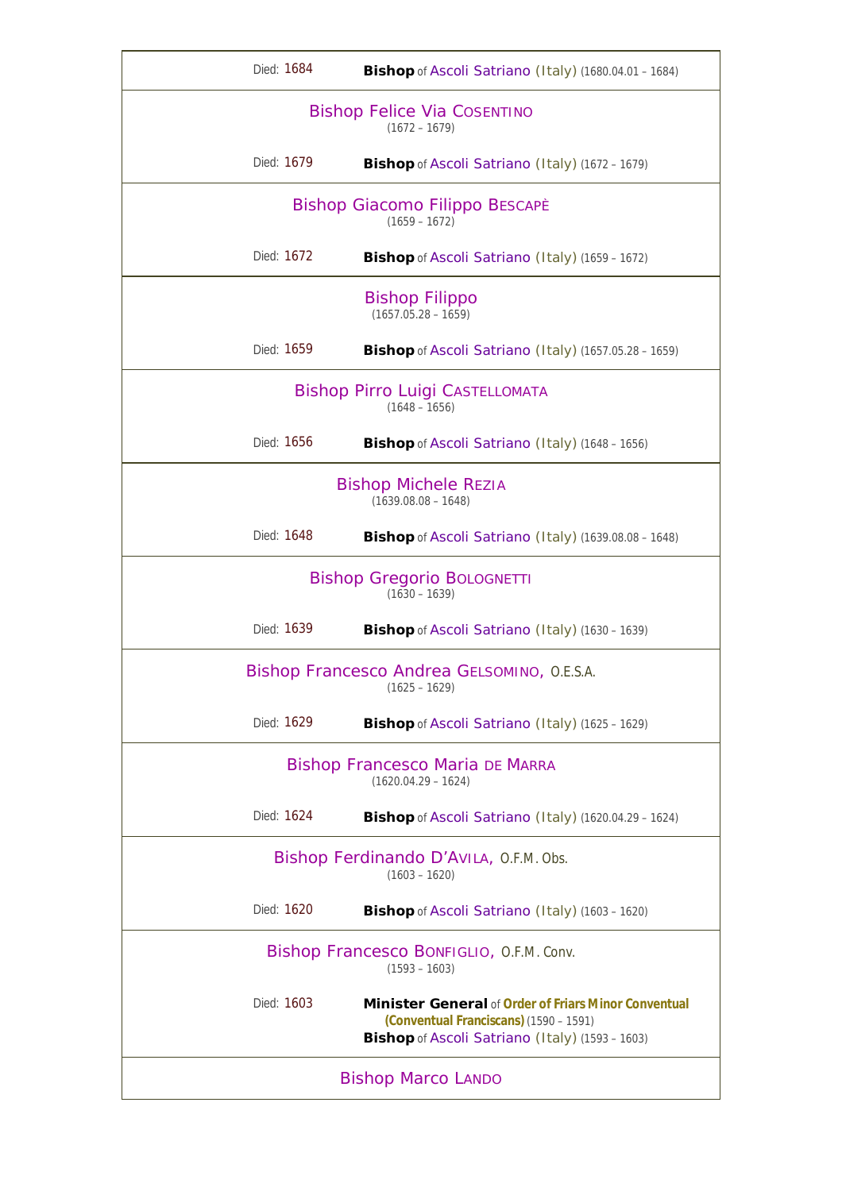Died: 1684 — **Bishop** of Ascoli Satriano (Italy) (1680.04.01 – 1684)

## Bishop Felice Via Cosentino
(1672 – 1679)

Died: 1679 — **Bishop** of Ascoli Satriano (Italy) (1672 – 1679)

## Bishop Giacomo Filippo Bescapè
(1659 – 1672)

Died: 1672 — **Bishop** of Ascoli Satriano (Italy) (1659 – 1672)

## Bishop Filippo
(1657.05.28 – 1659)

Died: 1659 — **Bishop** of Ascoli Satriano (Italy) (1657.05.28 – 1659)

## Bishop Pirro Luigi Castellomata
(1648 – 1656)

Died: 1656 — **Bishop** of Ascoli Satriano (Italy) (1648 – 1656)

## Bishop Michele Rezia
(1639.08.08 – 1648)

Died: 1648 — **Bishop** of Ascoli Satriano (Italy) (1639.08.08 – 1648)

## Bishop Gregorio Bolognetti
(1630 – 1639)

Died: 1639 — **Bishop** of Ascoli Satriano (Italy) (1630 – 1639)

## Bishop Francesco Andrea Gelsomino, O.E.S.A.
(1625 – 1629)

Died: 1629 — **Bishop** of Ascoli Satriano (Italy) (1625 – 1629)

## Bishop Francesco Maria de Marra
(1620.04.29 – 1624)

Died: 1624 — **Bishop** of Ascoli Satriano (Italy) (1620.04.29 – 1624)

## Bishop Ferdinando D'Avila, O.F.M. Obs.
(1603 – 1620)

Died: 1620 — **Bishop** of Ascoli Satriano (Italy) (1603 – 1620)

## Bishop Francesco Bonfiglio, O.F.M. Conv.
(1593 – 1603)

Died: 1603 — **Minister General** of **Order of Friars Minor Conventual (Conventual Franciscans)** (1590 – 1591)
**Bishop** of Ascoli Satriano (Italy) (1593 – 1603)

## Bishop Marco Lando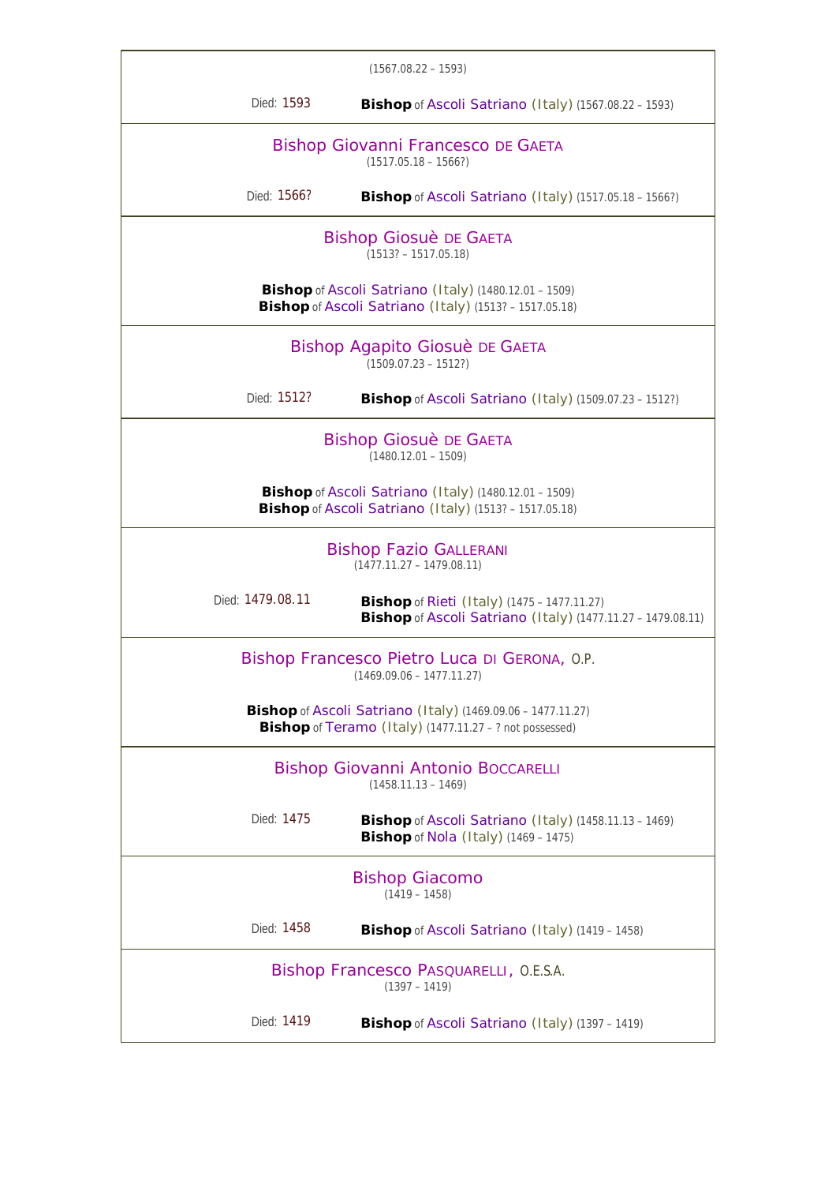(1567.08.22 – 1593)

Died: 1593 — **Bishop** of Ascoli Satriano (Italy) (1567.08.22 – 1593)

---

## Bishop Giovanni Francesco de Gaeta
(1517.05.18 – 1566?)

Died: 1566? — **Bishop** of Ascoli Satriano (Italy) (1517.05.18 – 1566?)

---

## Bishop Giosuè de Gaeta
(1513? – 1517.05.18)

**Bishop** of Ascoli Satriano (Italy) (1480.12.01 – 1509)
**Bishop** of Ascoli Satriano (Italy) (1513? – 1517.05.18)

---

## Bishop Agapito Giosuè de Gaeta
(1509.07.23 – 1512?)

Died: 1512? — **Bishop** of Ascoli Satriano (Italy) (1509.07.23 – 1512?)

---

## Bishop Giosuè de Gaeta
(1480.12.01 – 1509)

**Bishop** of Ascoli Satriano (Italy) (1480.12.01 – 1509)
**Bishop** of Ascoli Satriano (Italy) (1513? – 1517.05.18)

---

## Bishop Fazio Gallerani
(1477.11.27 – 1479.08.11)

Died: 1479.08.11 — **Bishop** of Rieti (Italy) (1475 – 1477.11.27)
**Bishop** of Ascoli Satriano (Italy) (1477.11.27 – 1479.08.11)

---

## Bishop Francesco Pietro Luca di Gerona, O.P.
(1469.09.06 – 1477.11.27)

**Bishop** of Ascoli Satriano (Italy) (1469.09.06 – 1477.11.27)
**Bishop** of Teramo (Italy) (1477.11.27 – ? not possessed)

---

## Bishop Giovanni Antonio Boccarelli
(1458.11.13 – 1469)

Died: 1475 — **Bishop** of Ascoli Satriano (Italy) (1458.11.13 – 1469)
**Bishop** of Nola (Italy) (1469 – 1475)

---

## Bishop Giacomo
(1419 – 1458)

Died: 1458 — **Bishop** of Ascoli Satriano (Italy) (1419 – 1458)

---

## Bishop Francesco Pasquarelli, O.E.S.A.
(1397 – 1419)

Died: 1419 — **Bishop** of Ascoli Satriano (Italy) (1397 – 1419)